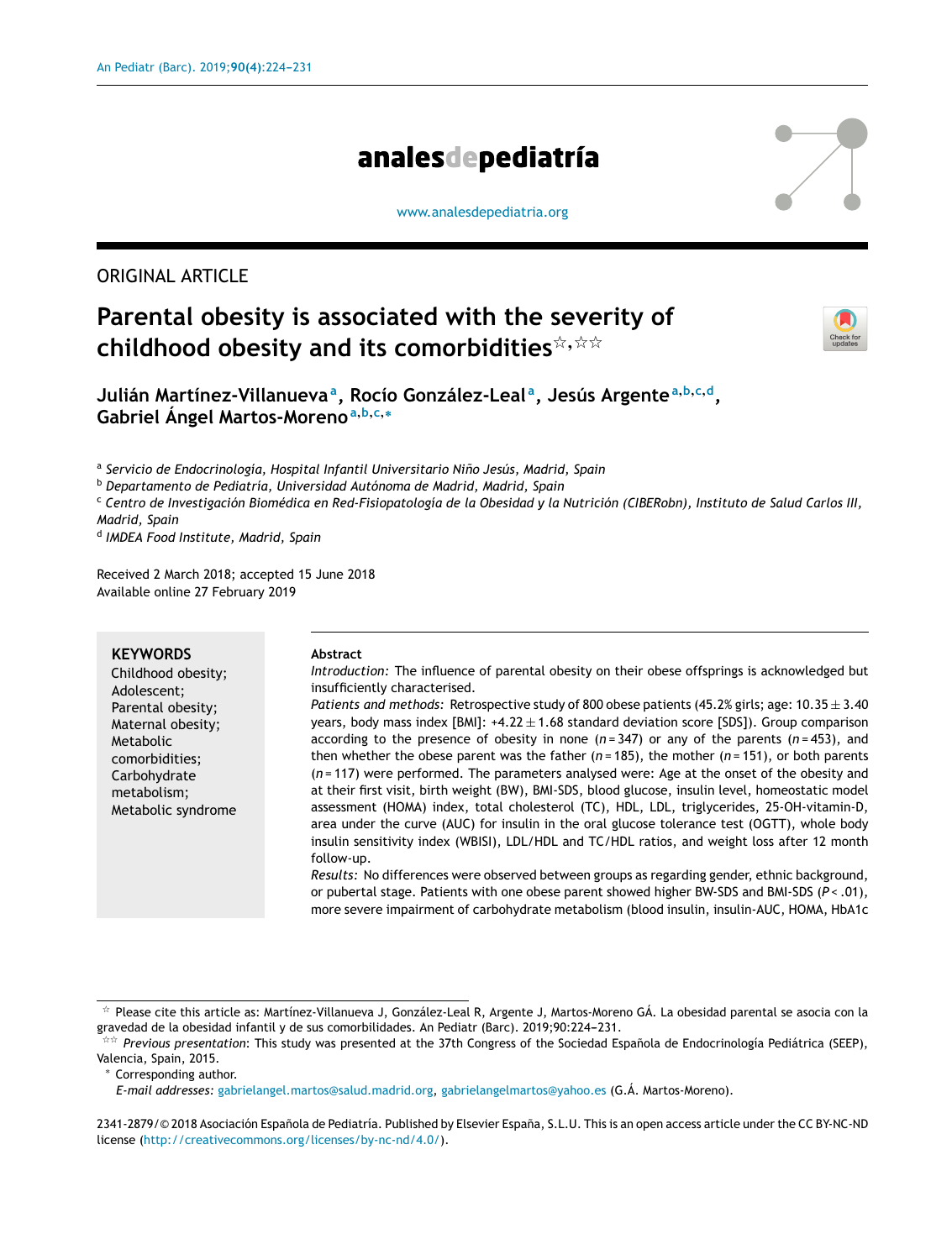ORIGINAL ARTICLE

# Parental obesity is associated with the severity of childhood obesity and its comorbidities[☆,☆☆]

**Julián Martínez-Villanueva[a], Rocío González-Leal[a], Jesús Argente[a,b,c,d], Gabriel Ángel Martos-Moreno[a,b,c,*]**

[a] *Servicio de Endocrinología, Hospital Infantil Universitario Niño Jesús, Madrid, Spain*
[b] *Departamento de Pediatría, Universidad Autónoma de Madrid, Madrid, Spain*
[c] *Centro de Investigación Biomédica en Red-Fisiopatología de la Obesidad y la Nutrición (CIBERobn), Instituto de Salud Carlos III, Madrid, Spain*
[d] *IMDEA Food Institute, Madrid, Spain*

Received 2 March 2018; accepted 15 June 2018
Available online 27 February 2019

**KEYWORDS**
Childhood obesity;
Adolescent;
Parental obesity;
Maternal obesity;
Metabolic comorbidities;
Carbohydrate metabolism;
Metabolic syndrome

**Abstract**

*Introduction:* The influence of parental obesity on their obese offsprings is acknowledged but insufficiently characterised.

*Patients and methods:* Retrospective study of 800 obese patients (45.2% girls; age: $10.35 \pm 3.40$ years, body mass index [BMI]: $+4.22 \pm 1.68$ standard deviation score [SDS]). Group comparison according to the presence of obesity in none ($n = 347$) or any of the parents ($n = 453$), and then whether the obese parent was the father ($n = 185$), the mother ($n = 151$), or both parents ($n = 117$) were performed. The parameters analysed were: Age at the onset of the obesity and at their first visit, birth weight (BW), BMI-SDS, blood glucose, insulin level, homeostatic model assessment (HOMA) index, total cholesterol (TC), HDL, LDL, triglycerides, 25-OH-vitamin-D, area under the curve (AUC) for insulin in the oral glucose tolerance test (OGTT), whole body insulin sensitivity index (WBISI), LDL/HDL and TC/HDL ratios, and weight loss after 12 month follow-up.

*Results:* No differences were observed between groups as regarding gender, ethnic background, or pubertal stage. Patients with one obese parent showed higher BW-SDS and BMI-SDS ($P < .01$), more severe impairment of carbohydrate metabolism (blood insulin, insulin-AUC, HOMA, HbA1c

☆ Please cite this article as: Martínez-Villanueva J, González-Leal R, Argente J, Martos-Moreno GÁ. La obesidad parental se asocia con la gravedad de la obesidad infantil y de sus comorbilidades. An Pediatr (Barc). 2019;90:224–231.

☆☆ *Previous presentation*: This study was presented at the 37th Congress of the Sociedad Española de Endocrinología Pediátrica (SEEP), Valencia, Spain, 2015.

\* Corresponding author.
*E-mail addresses:* gabrielangel.martos@salud.madrid.org, gabrielangelmartos@yahoo.es (G.Á. Martos-Moreno).

2341-2879/© 2018 Asociación Española de Pediatría. Published by Elsevier España, S.L.U. This is an open access article under the CC BY-NC-ND license (http://creativecommons.org/licenses/by-nc-nd/4.0/).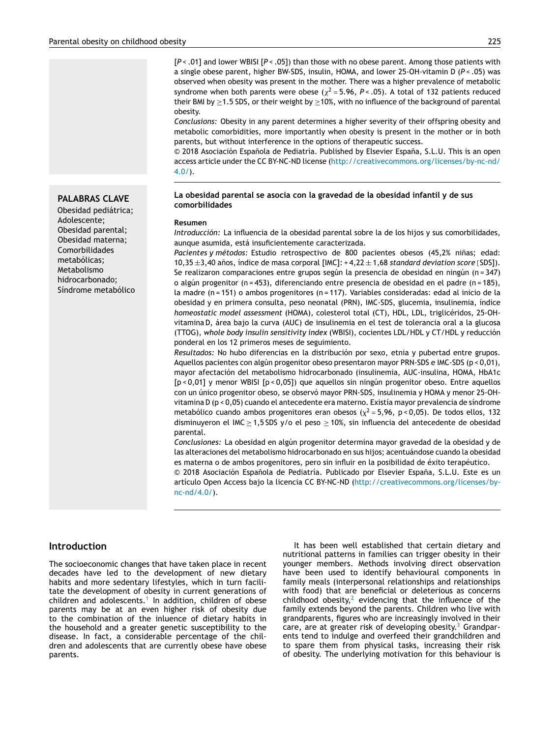[$P < .01$] and lower WBISI [$P < .05$]) than those with no obese parent. Among those patients with a single obese parent, higher BW-SDS, insulin, HOMA, and lower 25-OH-vitamin D ($P < .05$) was observed when obesity was present in the mother. There was a higher prevalence of metabolic syndrome when both parents were obese ($\chi^2 = 5.96$, $P < .05$). A total of 132 patients reduced their BMI by ≥1.5 SDS, or their weight by ≥10%, with no influence of the background of parental obesity.

*Conclusions:* Obesity in any parent determines a higher severity of their offspring obesity and metabolic comorbidities, more importantly when obesity is present in the mother or in both parents, but without interference in the options of therapeutic success.

© 2018 Asociación Española de Pediatría. Published by Elsevier España, S.L.U. This is an open access article under the CC BY-NC-ND license (http://creativecommons.org/licenses/by-nc-nd/4.0/).

**PALABRAS CLAVE**
Obesidad pediátrica;
Adolescente;
Obesidad parental;
Obesidad materna;
Comorbilidades metabólicas;
Metabolismo hidrocarbonado;
Síndrome metabólico

**La obesidad parental se asocia con la gravedad de la obesidad infantil y de sus comorbilidades**

**Resumen**

*Introducción:* La influencia de la obesidad parental sobre la de los hijos y sus comorbilidades, aunque asumida, está insuficientemente caracterizada.

*Pacientes y métodos:* Estudio retrospectivo de 800 pacientes obesos (45,2% niñas; edad: 10,35 ± 3,40 años, índice de masa corporal [IMC]: + 4,22 ± 1,68 *standard deviation score* [SDS]). Se realizaron comparaciones entre grupos según la presencia de obesidad en ningún (n = 347) o algún progenitor (n = 453), diferenciando entre presencia de obesidad en el padre (n = 185), la madre (n = 151) o ambos progenitores (n = 117). Variables consideradas: edad al inicio de la obesidad y en primera consulta, peso neonatal (PRN), IMC-SDS, glucemia, insulinemia, índice *homeostatic model assessment* (HOMA), colesterol total (CT), HDL, LDL, triglicéridos, 25-OH-vitamina D, área bajo la curva (AUC) de insulinemia en el test de tolerancia oral a la glucosa (TTOG), *whole body insulin sensitivity index* (WBISI), cocientes LDL/HDL y CT/HDL y reducción ponderal en los 12 primeros meses de seguimiento.

*Resultados:* No hubo diferencias en la distribución por sexo, etnia y pubertad entre grupos. Aquellos pacientes con algún progenitor obeso presentaron mayor PRN-SDS e IMC-SDS (p < 0,01), mayor afectación del metabolismo hidrocarbonado (insulinemia, AUC-insulina, HOMA, HbA1c [p < 0,01] y menor WBISI [p < 0,05]) que aquellos sin ningún progenitor obeso. Entre aquellos con un único progenitor obeso, se observó mayor PRN-SDS, insulinemia y HOMA y menor 25-OH-vitamina D (p < 0,05) cuando el antecedente era materno. Existía mayor prevalencia de síndrome metabólico cuando ambos progenitores eran obesos ($\chi^2 = 5,96$, p < 0,05). De todos ellos, 132 disminuyeron el IMC ≥ 1,5 SDS y/o el peso ≥ 10%, sin influencia del antecedente de obesidad parental.

*Conclusiones:* La obesidad en algún progenitor determina mayor gravedad de la obesidad y de las alteraciones del metabolismo hidrocarbonado en sus hijos; acentuándose cuando la obesidad es materna o de ambos progenitores, pero sin influir en la posibilidad de éxito terapéutico.

© 2018 Asociación Española de Pediatría. Publicado por Elsevier España, S.L.U. Este es un artículo Open Access bajo la licencia CC BY-NC-ND (http://creativecommons.org/licenses/by-nc-nd/4.0/).

## Introduction

The socioeconomic changes that have taken place in recent decades have led to the development of new dietary habits and more sedentary lifestyles, which in turn facilitate the development of obesity in current generations of children and adolescents.[1] In addition, children of obese parents may be at an even higher risk of obesity due to the combination of the inluence of dietary habits in the household and a greater genetic susceptibility to the disease. In fact, a considerable percentage of the children and adolescents that are currently obese have obese parents.

It has been well established that certain dietary and nutritional patterns in families can trigger obesity in their younger members. Methods involving direct observation have been used to identify behavioural components in family meals (interpersonal relationships and relationships with food) that are beneficial or deleterious as concerns childhood obesity,[2] evidencing that the influence of the family extends beyond the parents. Children who live with grandparents, figures who are increasingly involved in their care, are at greater risk of developing obesity.[3] Grandparents tend to indulge and overfeed their grandchildren and to spare them from physical tasks, increasing their risk of obesity. The underlying motivation for this behaviour is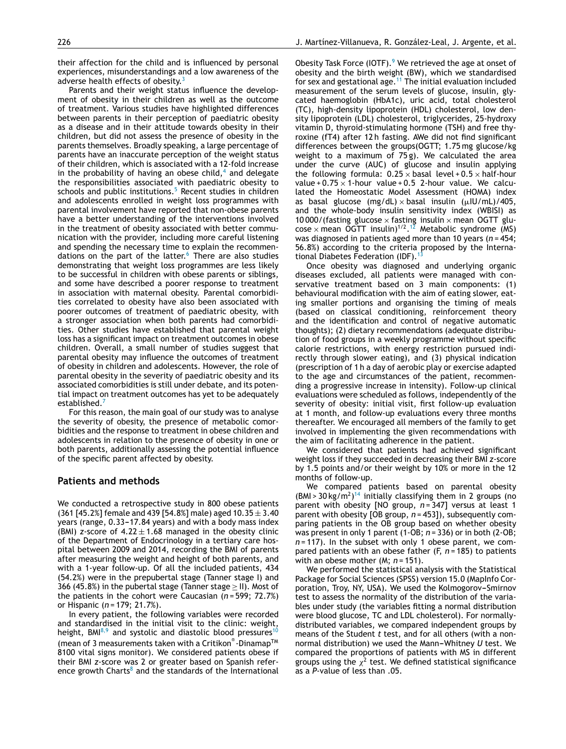their affection for the child and is influenced by personal experiences, misunderstandings and a low awareness of the adverse health effects of obesity.[3]

Parents and their weight status influence the development of obesity in their children as well as the outcome of treatment. Various studies have highlighted differences between parents in their perception of paediatric obesity as a disease and in their attitude towards obesity in their children, but did not assess the presence of obesity in the parents themselves. Broadly speaking, a large percentage of parents have an inaccurate perception of the weight status of their children, which is associated with a 12-fold increase in the probability of having an obese child,[4] and delegate the responsibilities associated with paediatric obesity to schools and public institutions.[5] Recent studies in children and adolescents enrolled in weight loss programmes with parental involvement have reported that non-obese parents have a better understanding of the interventions involved in the treatment of obesity associated with better communication with the provider, including more careful listening and spending the necessary time to explain the recommendations on the part of the latter.[6] There are also studies demonstrating that weight loss programmes are less likely to be successful in children with obese parents or siblings, and some have described a poorer response to treatment in association with maternal obesity. Parental comorbidities correlated to obesity have also been associated with poorer outcomes of treatment of paediatric obesity, with a stronger association when both parents had comorbidities. Other studies have established that parental weight loss has a significant impact on treatment outcomes in obese children. Overall, a small number of studies suggest that parental obesity may influence the outcomes of treatment of obesity in children and adolescents. However, the role of parental obesity in the severity of paediatric obesity and its associated comorbidities is still under debate, and its potential impact on treatment outcomes has yet to be adequately established.[7]

For this reason, the main goal of our study was to analyse the severity of obesity, the presence of metabolic comorbidities and the response to treatment in obese children and adolescents in relation to the presence of obesity in one or both parents, additionally assessing the potential influence of the specific parent affected by obesity.

## Patients and methods

We conducted a retrospective study in 800 obese patients (361 [45.2%] female and 439 [54.8%] male) aged $10.35 \pm 3.40$ years (range, 0.33–17.84 years) and with a body mass index (BMI) *z*-score of $4.22 \pm 1.68$ managed in the obesity clinic of the Department of Endocrinology in a tertiary care hospital between 2009 and 2014, recording the BMI of parents after measuring the weight and height of both parents, and with a 1-year follow-up. Of all the included patients, 434 (54.2%) were in the prepubertal stage (Tanner stage I) and 366 (45.8%) in the pubertal stage (Tanner stage $\geq$ II). Most of the patients in the cohort were Caucasian ($n$ = 599; 72.7%) or Hispanic ($n$ = 179; 21.7%).

In every patient, the following variables were recorded and standardised in the initial visit to the clinic: weight, height, BMI[8,9] and systolic and diastolic blood pressures[10] (mean of 3 measurements taken with a Critikon®-Dinamap™ 8100 vital signs monitor). We considered patients obese if their BMI *z*-score was 2 or greater based on Spanish reference growth Charts[8] and the standards of the International Obesity Task Force (IOTF).[9] We retrieved the age at onset of obesity and the birth weight (BW), which we standardised for sex and gestational age.[11] The initial evaluation included measurement of the serum levels of glucose, insulin, glycated haemoglobin (HbA1c), uric acid, total cholesterol (TC), high-density lipoprotein (HDL) cholesterol, low density lipoprotein (LDL) cholesterol, triglycerides, 25-hydroxy vitamin D, thyroid-stimulating hormone (TSH) and free thyroxine (fT4) after 12 h fasting. AWe did not find significant differences between the groups(OGTT; 1.75 mg glucose/kg weight to a maximum of 75 g). We calculated the area under the curve (AUC) of glucose and insulin applying the following formula: $0.25 \times$ basal level + $0.5 \times$ half-hour value + $0.75 \times$ 1-hour value + 0.5 2-hour value. We calculated the Homeostatic Model Assessment (HOMA) index as basal glucose (mg/dL) $\times$ basal insulin ($\mu$IU/mL)/405, and the whole-body insulin sensitivity index (WBISI) as 10 000/(fasting glucose $\times$ fasting insulin $\times$ mean OGTT glucose $\times$ mean OGTT insulin)$^{1/2}$.[12] Metabolic syndrome (MS) was diagnosed in patients aged more than 10 years ($n$ = 454; 56.8%) according to the criteria proposed by the International Diabetes Federation (IDF).[13]

Once obesity was diagnosed and underlying organic diseases excluded, all patients were managed with conservative treatment based on 3 main components: (1) behavioural modification with the aim of eating slower, eating smaller portions and organising the timing of meals (based on classical conditioning, reinforcement theory and the identification and control of negative automatic thoughts); (2) dietary recommendations (adequate distribution of food groups in a weekly programme without specific calorie restrictions, with energy restriction pursued indirectly through slower eating), and (3) physical indication (prescription of 1 h a day of aerobic play or exercise adapted to the age and circumstances of the patient, recommending a progressive increase in intensity). Follow-up clinical evaluations were scheduled as follows, independently of the severity of obesity: initial visit, first follow-up evaluation at 1 month, and follow-up evaluations every three months thereafter. We encouraged all members of the family to get involved in implementing the given recommendations with the aim of facilitating adherence in the patient.

We considered that patients had achieved significant weight loss if they succeeded in decreasing their BMI *z*-score by 1.5 points and/or their weight by 10% or more in the 12 months of follow-up.

We compared patients based on parental obesity (BMI > 30 kg/m$^2$)[14] initially classifying them in 2 groups (no parent with obesity [NO group, $n$ = 347] versus at least 1 parent with obesity [OB group, $n$ = 453]), subsequently comparing patients in the OB group based on whether obesity was present in only 1 parent (1-OB; $n$ = 336) or in both (2-OB; $n$ = 117). In the subset with only 1 obese parent, we compared patients with an obese father (F, $n$ = 185) to patients with an obese mother (M; $n$ = 151).

We performed the statistical analysis with the Statistical Package for Social Sciences (SPSS) version 15.0 (MapInfo Corporation, Troy, NY, USA). We used the Kolmogorov–Smirnov test to assess the normality of the distribution of the variables under study (the variables fitting a normal distribution were blood glucose, TC and LDL cholesterol). For normally-distributed variables, we compared independent groups by means of the Student *t* test, and for all others (with a non-normal distribution) we used the Mann–Whitney *U* test. We compared the proportions of patients with MS in different groups using the $\chi^2$ test. We defined statistical significance as a *P*-value of less than .05.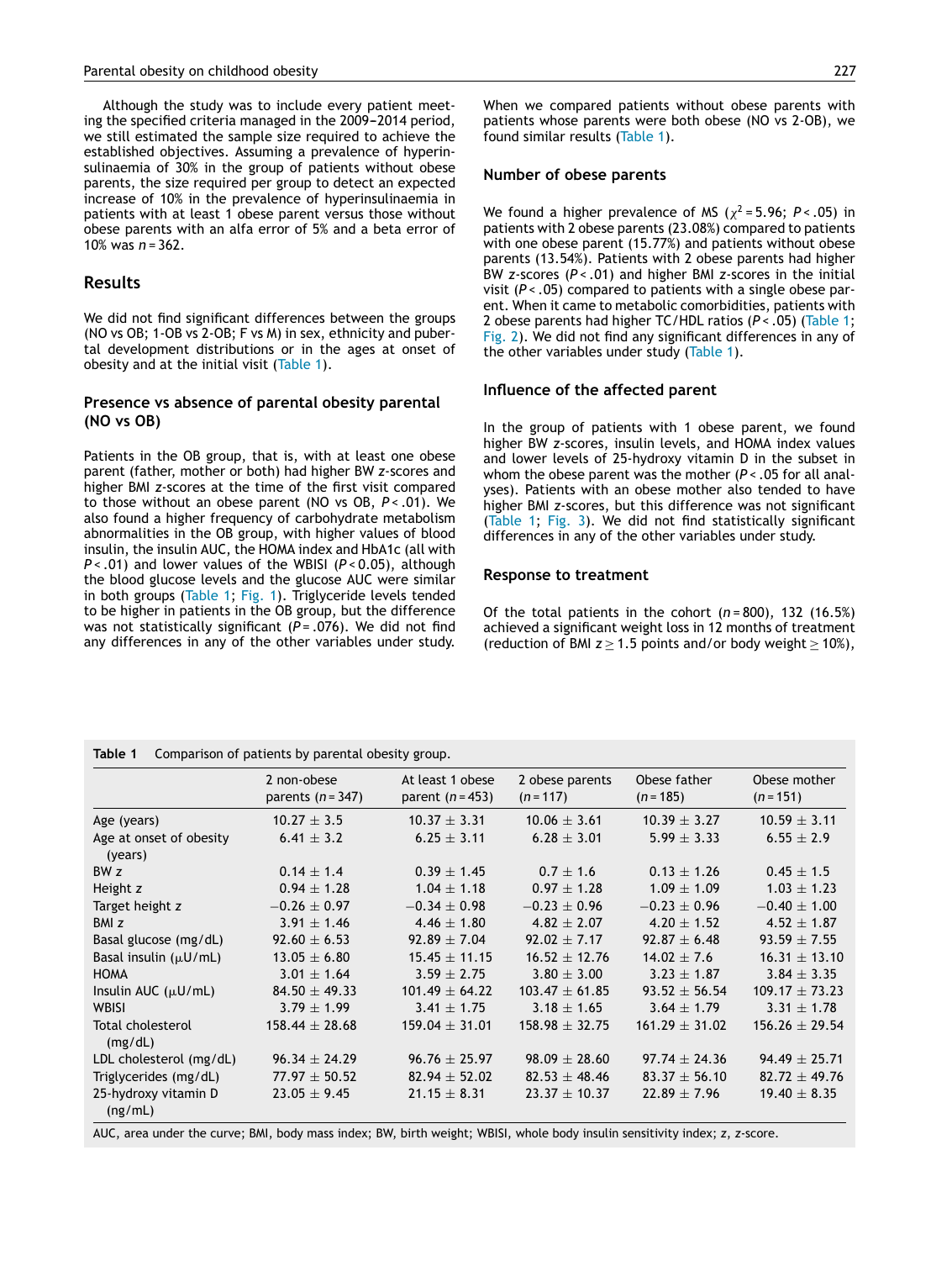Although the study was to include every patient meeting the specified criteria managed in the 2009–2014 period, we still estimated the sample size required to achieve the established objectives. Assuming a prevalence of hyperinsulinaemia of 30% in the group of patients without obese parents, the size required per group to detect an expected increase of 10% in the prevalence of hyperinsulinaemia in patients with at least 1 obese parent versus those without obese parents with an alfa error of 5% and a beta error of 10% was $n = 362$.

## Results

We did not find significant differences between the groups (NO vs OB; 1-OB vs 2-OB; F vs M) in sex, ethnicity and pubertal development distributions or in the ages at onset of obesity and at the initial visit (Table 1).

### Presence vs absence of parental obesity parental (NO vs OB)

Patients in the OB group, that is, with at least one obese parent (father, mother or both) had higher BW *z*-scores and higher BMI *z*-scores at the time of the first visit compared to those without an obese parent (NO vs OB, $P < .01$). We also found a higher frequency of carbohydrate metabolism abnormalities in the OB group, with higher values of blood insulin, the insulin AUC, the HOMA index and HbA1c (all with $P < .01$) and lower values of the WBISI ($P < 0.05$), although the blood glucose levels and the glucose AUC were similar in both groups (Table 1; Fig. 1). Triglyceride levels tended to be higher in patients in the OB group, but the difference was not statistically significant ($P = .076$). We did not find any differences in any of the other variables under study.

When we compared patients without obese parents with patients whose parents were both obese (NO vs 2-OB), we found similar results (Table 1).

### Number of obese parents

We found a higher prevalence of MS ($\chi^2 = 5.96$; $P < .05$) in patients with 2 obese parents (23.08%) compared to patients with one obese parent (15.77%) and patients without obese parents (13.54%). Patients with 2 obese parents had higher BW *z*-scores ($P < .01$) and higher BMI *z*-scores in the initial visit ($P < .05$) compared to patients with a single obese parent. When it came to metabolic comorbidities, patients with 2 obese parents had higher TC/HDL ratios ($P < .05$) (Table 1; Fig. 2). We did not find any significant differences in any of the other variables under study (Table 1).

### Influence of the affected parent

In the group of patients with 1 obese parent, we found higher BW *z*-scores, insulin levels, and HOMA index values and lower levels of 25-hydroxy vitamin D in the subset in whom the obese parent was the mother ($P < .05$ for all analyses). Patients with an obese mother also tended to have higher BMI *z*-scores, but this difference was not significant (Table 1; Fig. 3). We did not find statistically significant differences in any of the other variables under study.

### Response to treatment

Of the total patients in the cohort ($n = 800$), 132 (16.5%) achieved a significant weight loss in 12 months of treatment (reduction of BMI $z \geq 1.5$ points and/or body weight $\geq 10\%$),

**Table 1** Comparison of patients by parental obesity group.

| | 2 non-obese parents ($n = 347$) | At least 1 obese parent ($n = 453$) | 2 obese parents ($n = 117$) | Obese father ($n = 185$) | Obese mother ($n = 151$) |
|---|---|---|---|---|---|
| Age (years) | 10.27 ± 3.5 | 10.37 ± 3.31 | 10.06 ± 3.61 | 10.39 ± 3.27 | 10.59 ± 3.11 |
| Age at onset of obesity (years) | 6.41 ± 3.2 | 6.25 ± 3.11 | 6.28 ± 3.01 | 5.99 ± 3.33 | 6.55 ± 2.9 |
| BW *z* | 0.14 ± 1.4 | 0.39 ± 1.45 | 0.7 ± 1.6 | 0.13 ± 1.26 | 0.45 ± 1.5 |
| Height *z* | 0.94 ± 1.28 | 1.04 ± 1.18 | 0.97 ± 1.28 | 1.09 ± 1.09 | 1.03 ± 1.23 |
| Target height *z* | −0.26 ± 0.97 | −0.34 ± 0.98 | −0.23 ± 0.96 | −0.23 ± 0.96 | −0.40 ± 1.00 |
| BMI *z* | 3.91 ± 1.46 | 4.46 ± 1.80 | 4.82 ± 2.07 | 4.20 ± 1.52 | 4.52 ± 1.87 |
| Basal glucose (mg/dL) | 92.60 ± 6.53 | 92.89 ± 7.04 | 92.02 ± 7.17 | 92.87 ± 6.48 | 93.59 ± 7.55 |
| Basal insulin (μU/mL) | 13.05 ± 6.80 | 15.45 ± 11.15 | 16.52 ± 12.76 | 14.02 ± 7.6 | 16.31 ± 13.10 |
| HOMA | 3.01 ± 1.64 | 3.59 ± 2.75 | 3.80 ± 3.00 | 3.23 ± 1.87 | 3.84 ± 3.35 |
| Insulin AUC (μU/mL) | 84.50 ± 49.33 | 101.49 ± 64.22 | 103.47 ± 61.85 | 93.52 ± 56.54 | 109.17 ± 73.23 |
| WBISI | 3.79 ± 1.99 | 3.41 ± 1.75 | 3.18 ± 1.65 | 3.64 ± 1.79 | 3.31 ± 1.78 |
| Total cholesterol (mg/dL) | 158.44 ± 28.68 | 159.04 ± 31.01 | 158.98 ± 32.75 | 161.29 ± 31.02 | 156.26 ± 29.54 |
| LDL cholesterol (mg/dL) | 96.34 ± 24.29 | 96.76 ± 25.97 | 98.09 ± 28.60 | 97.74 ± 24.36 | 94.49 ± 25.71 |
| Triglycerides (mg/dL) | 77.97 ± 50.52 | 82.94 ± 52.02 | 82.53 ± 48.46 | 83.37 ± 56.10 | 82.72 ± 49.76 |
| 25-hydroxy vitamin D (ng/mL) | 23.05 ± 9.45 | 21.15 ± 8.31 | 23.37 ± 10.37 | 22.89 ± 7.96 | 19.40 ± 8.35 |

AUC, area under the curve; BMI, body mass index; BW, birth weight; WBISI, whole body insulin sensitivity index; *z*, *z*-score.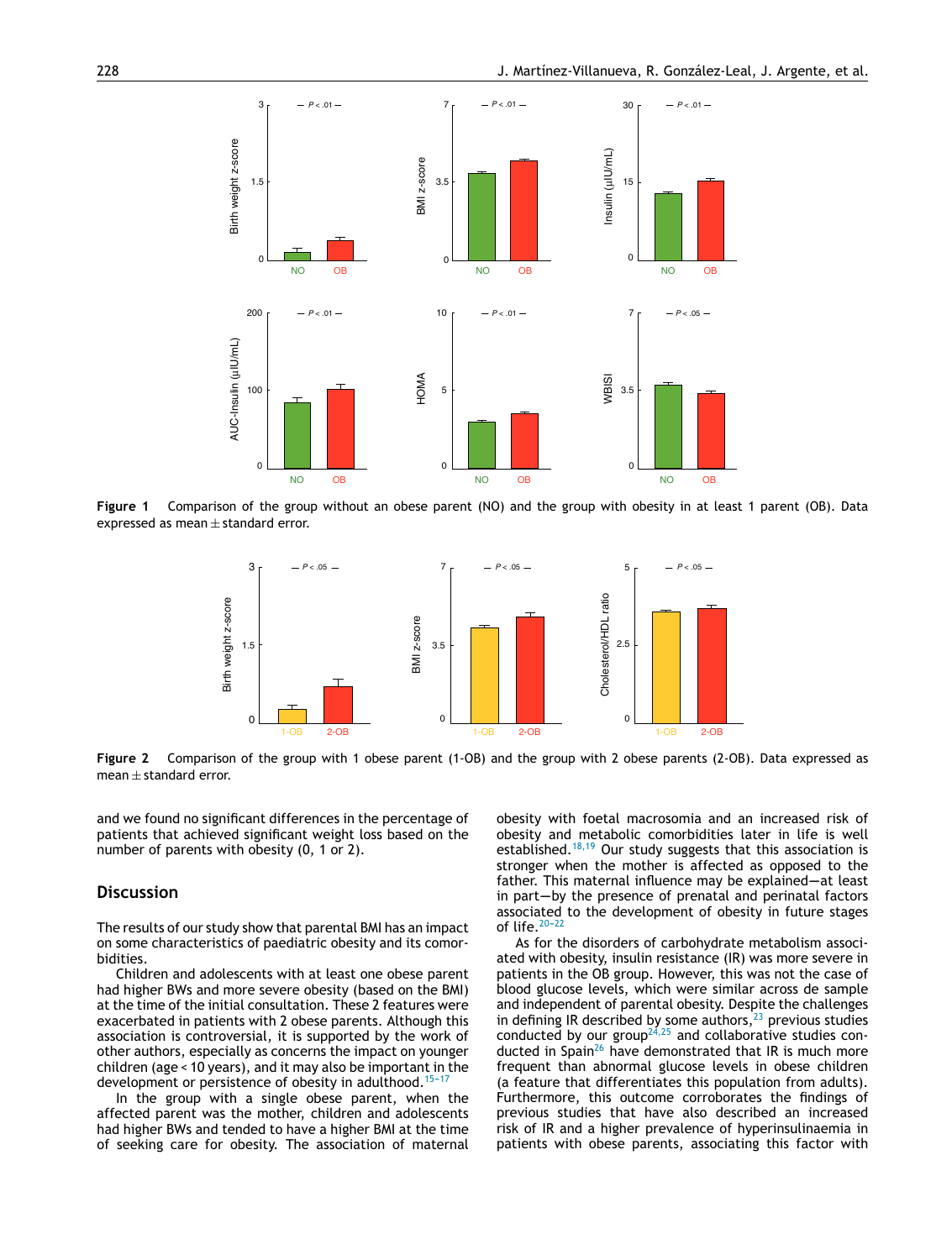Figure 1 Comparison of the group without an obese parent (NO) and the group with obesity in at least 1 parent (OB). Data expressed as mean ± standard error.

Figure 2 Comparison of the group with 1 obese parent (1-OB) and the group with 2 obese parents (2-OB). Data expressed as mean ± standard error.

and we found no significant differences in the percentage of patients that achieved significant weight loss based on the number of parents with obesity (0, 1 or 2).

## Discussion

The results of our study show that parental BMI has an impact on some characteristics of paediatric obesity and its comorbidities.

Children and adolescents with at least one obese parent had higher BWs and more severe obesity (based on the BMI) at the time of the initial consultation. These 2 features were exacerbated in patients with 2 obese parents. Although this association is controversial, it is supported by the work of other authors, especially as concerns the impact on younger children (age < 10 years), and it may also be important in the development or persistence of obesity in adulthood.[15–17]

In the group with a single obese parent, when the affected parent was the mother, children and adolescents had higher BWs and tended to have a higher BMI at the time of seeking care for obesity. The association of maternal obesity with foetal macrosomia and an increased risk of obesity and metabolic comorbidities later in life is well established.[18,19] Our study suggests that this association is stronger when the mother is affected as opposed to the father. This maternal influence may be explained—at least in part—by the presence of prenatal and perinatal factors associated to the development of obesity in future stages of life.[20–22]

As for the disorders of carbohydrate metabolism associated with obesity, insulin resistance (IR) was more severe in patients in the OB group. However, this was not the case of blood glucose levels, which were similar across de sample and independent of parental obesity. Despite the challenges in defining IR described by some authors,[23] previous studies conducted by our group[24,25] and collaborative studies conducted in Spain[26] have demonstrated that IR is much more frequent than abnormal glucose levels in obese children (a feature that differentiates this population from adults). Furthermore, this outcome corroborates the findings of previous studies that have also described an increased risk of IR and a higher prevalence of hyperinsulinaemia in patients with obese parents, associating this factor with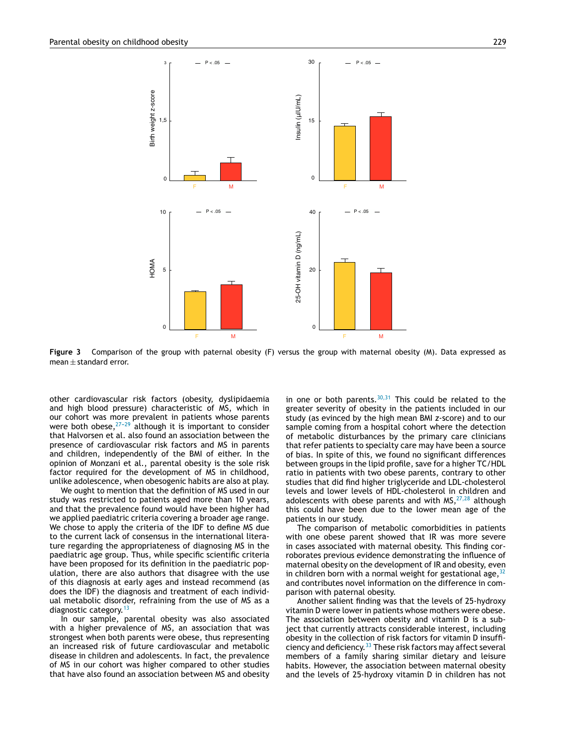Birth weight z-score
3
1,5
0
P < .05
F
M

Insulin (µIU/mL)
30
15
0
P < .05
F
M

HOMA
10
5
0
P < .05
F
M

25-OH vitamin D (ng/ml)
40
20
0
P < .05
F
M

**Figure 3** Comparison of the group with paternal obesity (F) versus the group with maternal obesity (M). Data expressed as mean ± standard error.

other cardiovascular risk factors (obesity, dyslipidaemia and high blood pressure) characteristic of MS, which in our cohort was more prevalent in patients whose parents were both obese,[27–29] although it is important to consider that Halvorsen et al. also found an association between the presence of cardiovascular risk factors and MS in parents and children, independently of the BMI of either. In the opinion of Monzani et al., parental obesity is the sole risk factor required for the development of MS in childhood, unlike adolescence, when obesogenic habits are also at play.

We ought to mention that the definition of MS used in our study was restricted to patients aged more than 10 years, and that the prevalence found would have been higher had we applied paediatric criteria covering a broader age range. We chose to apply the criteria of the IDF to define MS due to the current lack of consensus in the international literature regarding the appropriateness of diagnosing MS in the paediatric age group. Thus, while specific scientific criteria have been proposed for its definition in the paediatric population, there are also authors that disagree with the use of this diagnosis at early ages and instead recommend (as does the IDF) the diagnosis and treatment of each individual metabolic disorder, refraining from the use of MS as a diagnostic category.[13]

In our sample, parental obesity was also associated with a higher prevalence of MS, an association that was strongest when both parents were obese, thus representing an increased risk of future cardiovascular and metabolic disease in children and adolescents. In fact, the prevalence of MS in our cohort was higher compared to other studies that have also found an association between MS and obesity in one or both parents.[30,31] This could be related to the greater severity of obesity in the patients included in our study (as evinced by the high mean BMI z-score) and to our sample coming from a hospital cohort where the detection of metabolic disturbances by the primary care clinicians that refer patients to specialty care may have been a source of bias. In spite of this, we found no significant differences between groups in the lipid profile, save for a higher TC/HDL ratio in patients with two obese parents, contrary to other studies that did find higher triglyceride and LDL-cholesterol levels and lower levels of HDL-cholesterol in children and adolescents with obese parents and with MS,[27,28] although this could have been due to the lower mean age of the patients in our study.

The comparison of metabolic comorbidities in patients with one obese parent showed that IR was more severe in cases associated with maternal obesity. This finding corroborates previous evidence demonstrating the influence of maternal obesity on the development of IR and obesity, even in children born with a normal weight for gestational age,[32] and contributes novel information on the difference in comparison with paternal obesity.

Another salient finding was that the levels of 25-hydroxy vitamin D were lower in patients whose mothers were obese. The association between obesity and vitamin D is a subject that currently attracts considerable interest, including obesity in the collection of risk factors for vitamin D insufficiency and deficiency.[33] These risk factors may affect several members of a family sharing similar dietary and leisure habits. However, the association between maternal obesity and the levels of 25-hydroxy vitamin D in children has not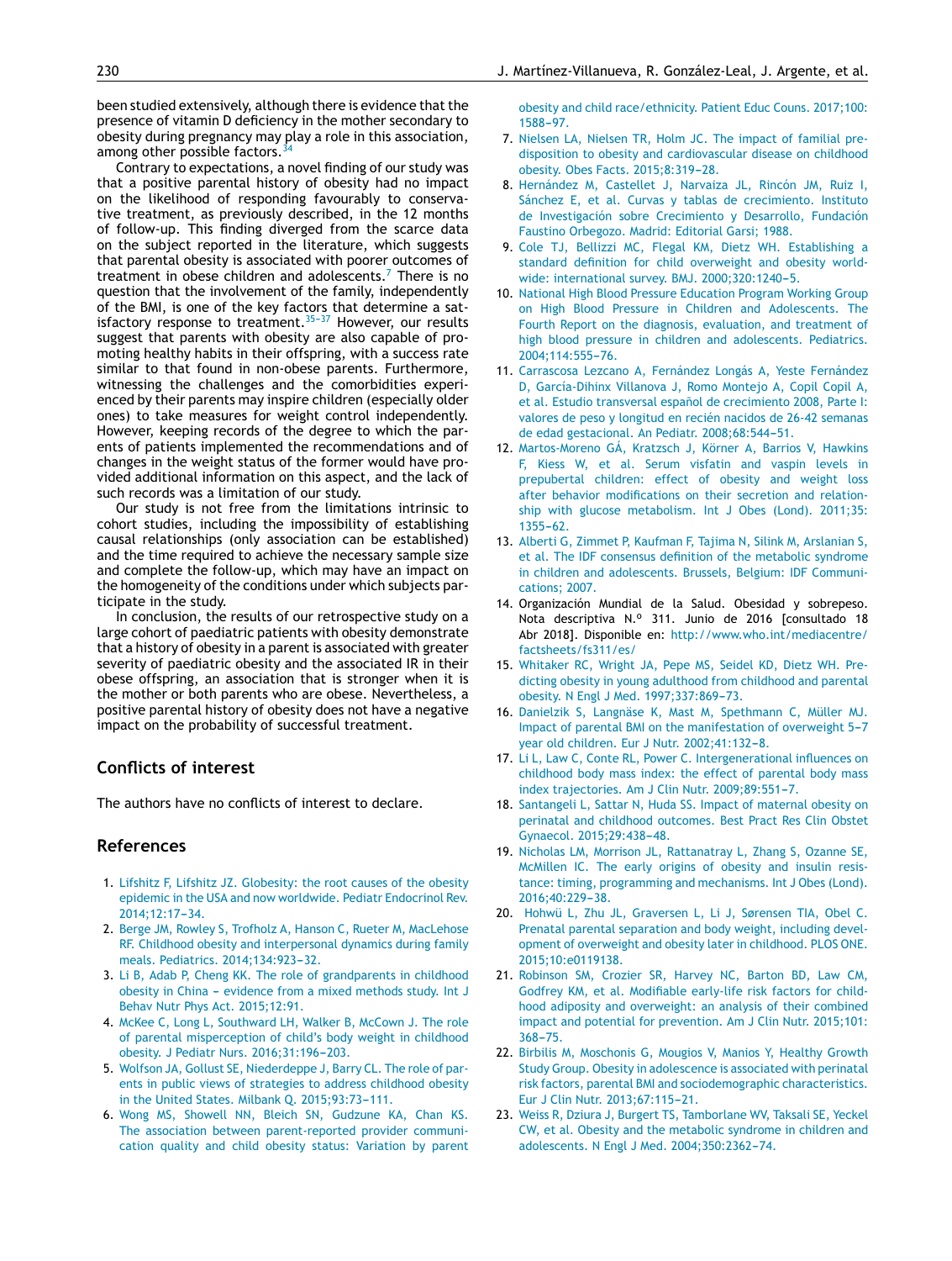been studied extensively, although there is evidence that the presence of vitamin D deficiency in the mother secondary to obesity during pregnancy may play a role in this association, among other possible factors.[34]

Contrary to expectations, a novel finding of our study was that a positive parental history of obesity had no impact on the likelihood of responding favourably to conservative treatment, as previously described, in the 12 months of follow-up. This finding diverged from the scarce data on the subject reported in the literature, which suggests that parental obesity is associated with poorer outcomes of treatment in obese children and adolescents.[7] There is no question that the involvement of the family, independently of the BMI, is one of the key factors that determine a satisfactory response to treatment.[35–37] However, our results suggest that parents with obesity are also capable of promoting healthy habits in their offspring, with a success rate similar to that found in non-obese parents. Furthermore, witnessing the challenges and the comorbidities experienced by their parents may inspire children (especially older ones) to take measures for weight control independently. However, keeping records of the degree to which the parents of patients implemented the recommendations and of changes in the weight status of the former would have provided additional information on this aspect, and the lack of such records was a limitation of our study.

Our study is not free from the limitations intrinsic to cohort studies, including the impossibility of establishing causal relationships (only association can be established) and the time required to achieve the necessary sample size and complete the follow-up, which may have an impact on the homogeneity of the conditions under which subjects participate in the study.

In conclusion, the results of our retrospective study on a large cohort of paediatric patients with obesity demonstrate that a history of obesity in a parent is associated with greater severity of paediatric obesity and the associated IR in their obese offspring, an association that is stronger when it is the mother or both parents who are obese. Nevertheless, a positive parental history of obesity does not have a negative impact on the probability of successful treatment.

## Conflicts of interest

The authors have no conflicts of interest to declare.

## References

1. Lifshitz F, Lifshitz JZ. Globesity: the root causes of the obesity epidemic in the USA and now worldwide. Pediatr Endocrinol Rev. 2014;12:17–34.
2. Berge JM, Rowley S, Trofholz A, Hanson C, Rueter M, MacLehose RF. Childhood obesity and interpersonal dynamics during family meals. Pediatrics. 2014;134:923–32.
3. Li B, Adab P, Cheng KK. The role of grandparents in childhood obesity in China – evidence from a mixed methods study. Int J Behav Nutr Phys Act. 2015;12:91.
4. McKee C, Long L, Southward LH, Walker B, McCown J. The role of parental misperception of child's body weight in childhood obesity. J Pediatr Nurs. 2016;31:196–203.
5. Wolfson JA, Gollust SE, Niederdeppe J, Barry CL. The role of parents in public views of strategies to address childhood obesity in the United States. Milbank Q. 2015;93:73–111.
6. Wong MS, Showell NN, Bleich SN, Gudzune KA, Chan KS. The association between parent-reported provider communication quality and child obesity status: Variation by parent obesity and child race/ethnicity. Patient Educ Couns. 2017;100:1588–97.
7. Nielsen LA, Nielsen TR, Holm JC. The impact of familial predisposition to obesity and cardiovascular disease on childhood obesity. Obes Facts. 2015;8:319–28.
8. Hernández M, Castellet J, Narvaiza JL, Rincón JM, Ruiz I, Sánchez E, et al. Curvas y tablas de crecimiento. Instituto de Investigación sobre Crecimiento y Desarrollo, Fundación Faustino Orbegozo. Madrid: Editorial Garsi; 1988.
9. Cole TJ, Bellizzi MC, Flegal KM, Dietz WH. Establishing a standard definition for child overweight and obesity worldwide: international survey. BMJ. 2000;320:1240–5.
10. National High Blood Pressure Education Program Working Group on High Blood Pressure in Children and Adolescents. The Fourth Report on the diagnosis, evaluation, and treatment of high blood pressure in children and adolescents. Pediatrics. 2004;114:555–76.
11. Carrascosa Lezcano A, Fernández Longás A, Yeste Fernández D, García-Dihinx Villanova J, Romo Montejo A, Copil Copil A, et al. Estudio transversal español de crecimiento 2008, Parte I: valores de peso y longitud en recién nacidos de 26-42 semanas de edad gestacional. An Pediatr. 2008;68:544–51.
12. Martos-Moreno GÁ, Kratzsch J, Körner A, Barrios V, Hawkins F, Kiess W, et al. Serum visfatin and vaspin levels in prepubertal children: effect of obesity and weight loss after behavior modifications on their secretion and relationship with glucose metabolism. Int J Obes (Lond). 2011;35:1355–62.
13. Alberti G, Zimmet P, Kaufman F, Tajima N, Silink M, Arslanian S, et al. The IDF consensus definition of the metabolic syndrome in children and adolescents. Brussels, Belgium: IDF Communications; 2007.
14. Organización Mundial de la Salud. Obesidad y sobrepeso. Nota descriptiva N.º 311. Junio de 2016 [consultado 18 Abr 2018]. Disponible en: http://www.who.int/mediacentre/factsheets/fs311/es/
15. Whitaker RC, Wright JA, Pepe MS, Seidel KD, Dietz WH. Predicting obesity in young adulthood from childhood and parental obesity. N Engl J Med. 1997;337:869–73.
16. Danielzik S, Langnäse K, Mast M, Spethmann C, Müller MJ. Impact of parental BMI on the manifestation of overweight 5–7 year old children. Eur J Nutr. 2002;41:132–8.
17. Li L, Law C, Conte RL, Power C. Intergenerational influences on childhood body mass index: the effect of parental body mass index trajectories. Am J Clin Nutr. 2009;89:551–7.
18. Santangeli L, Sattar N, Huda SS. Impact of maternal obesity on perinatal and childhood outcomes. Best Pract Res Clin Obstet Gynaecol. 2015;29:438–48.
19. Nicholas LM, Morrison JL, Rattanatray L, Zhang S, Ozanne SE, McMillen IC. The early origins of obesity and insulin resistance: timing, programming and mechanisms. Int J Obes (Lond). 2016;40:229–38.
20. Hohwü L, Zhu JL, Graversen L, Li J, Sørensen TIA, Obel C. Prenatal parental separation and body weight, including development of overweight and obesity later in childhood. PLOS ONE. 2015;10:e0119138.
21. Robinson SM, Crozier SR, Harvey NC, Barton BD, Law CM, Godfrey KM, et al. Modifiable early-life risk factors for childhood adiposity and overweight: an analysis of their combined impact and potential for prevention. Am J Clin Nutr. 2015;101:368–75.
22. Birbilis M, Moschonis G, Mougios V, Manios Y, Healthy Growth Study Group. Obesity in adolescence is associated with perinatal risk factors, parental BMI and sociodemographic characteristics. Eur J Clin Nutr. 2013;67:115–21.
23. Weiss R, Dziura J, Burgert TS, Tamborlane WV, Taksali SE, Yeckel CW, et al. Obesity and the metabolic syndrome in children and adolescents. N Engl J Med. 2004;350:2362–74.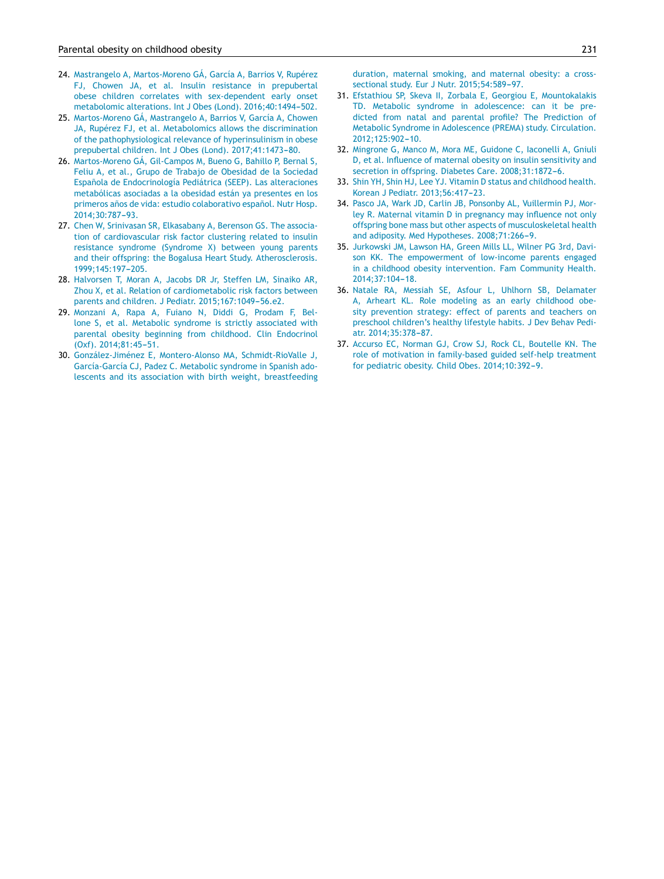24. Mastrangelo A, Martos-Moreno GÁ, García A, Barrios V, Rupérez FJ, Chowen JA, et al. Insulin resistance in prepubertal obese children correlates with sex-dependent early onset metabolomic alterations. Int J Obes (Lond). 2016;40:1494–502.
25. Martos-Moreno GÁ, Mastrangelo A, Barrios V, García A, Chowen JA, Rupérez FJ, et al. Metabolomics allows the discrimination of the pathophysiological relevance of hyperinsulinism in obese prepubertal children. Int J Obes (Lond). 2017;41:1473–80.
26. Martos-Moreno GÁ, Gil-Campos M, Bueno G, Bahillo P, Bernal S, Feliu A, et al., Grupo de Trabajo de Obesidad de la Sociedad Española de Endocrinología Pediátrica (SEEP). Las alteraciones metabólicas asociadas a la obesidad están ya presentes en los primeros años de vida: estudio colaborativo español. Nutr Hosp. 2014;30:787–93.
27. Chen W, Srinivasan SR, Elkasabany A, Berenson GS. The association of cardiovascular risk factor clustering related to insulin resistance syndrome (Syndrome X) between young parents and their offspring: the Bogalusa Heart Study. Atherosclerosis. 1999;145:197–205.
28. Halvorsen T, Moran A, Jacobs DR Jr, Steffen LM, Sinaiko AR, Zhou X, et al. Relation of cardiometabolic risk factors between parents and children. J Pediatr. 2015;167:1049–56.e2.
29. Monzani A, Rapa A, Fuiano N, Diddi G, Prodam F, Bellone S, et al. Metabolic syndrome is strictly associated with parental obesity beginning from childhood. Clin Endocrinol (Oxf). 2014;81:45–51.
30. González-Jiménez E, Montero-Alonso MA, Schmidt-RioValle J, García-García CJ, Padez C. Metabolic syndrome in Spanish adolescents and its association with birth weight, breastfeeding duration, maternal smoking, and maternal obesity: a cross-sectional study. Eur J Nutr. 2015;54:589–97.
31. Efstathiou SP, Skeva II, Zorbala E, Georgiou E, Mountokalakis TD. Metabolic syndrome in adolescence: can it be predicted from natal and parental profile? The Prediction of Metabolic Syndrome in Adolescence (PREMA) study. Circulation. 2012;125:902–10.
32. Mingrone G, Manco M, Mora ME, Guidone C, Iaconelli A, Gniuli D, et al. Influence of maternal obesity on insulin sensitivity and secretion in offspring. Diabetes Care. 2008;31:1872–6.
33. Shin YH, Shin HJ, Lee YJ. Vitamin D status and childhood health. Korean J Pediatr. 2013;56:417–23.
34. Pasco JA, Wark JD, Carlin JB, Ponsonby AL, Vuillermin PJ, Morley R. Maternal vitamin D in pregnancy may influence not only offspring bone mass but other aspects of musculoskeletal health and adiposity. Med Hypotheses. 2008;71:266–9.
35. Jurkowski JM, Lawson HA, Green Mills LL, Wilner PG 3rd, Davison KK. The empowerment of low-income parents engaged in a childhood obesity intervention. Fam Community Health. 2014;37:104–18.
36. Natale RA, Messiah SE, Asfour L, Uhlhorn SB, Delamater A, Arheart KL. Role modeling as an early childhood obesity prevention strategy: effect of parents and teachers on preschool children's healthy lifestyle habits. J Dev Behav Pediatr. 2014;35:378–87.
37. Accurso EC, Norman GJ, Crow SJ, Rock CL, Boutelle KN. The role of motivation in family-based guided self-help treatment for pediatric obesity. Child Obes. 2014;10:392–9.